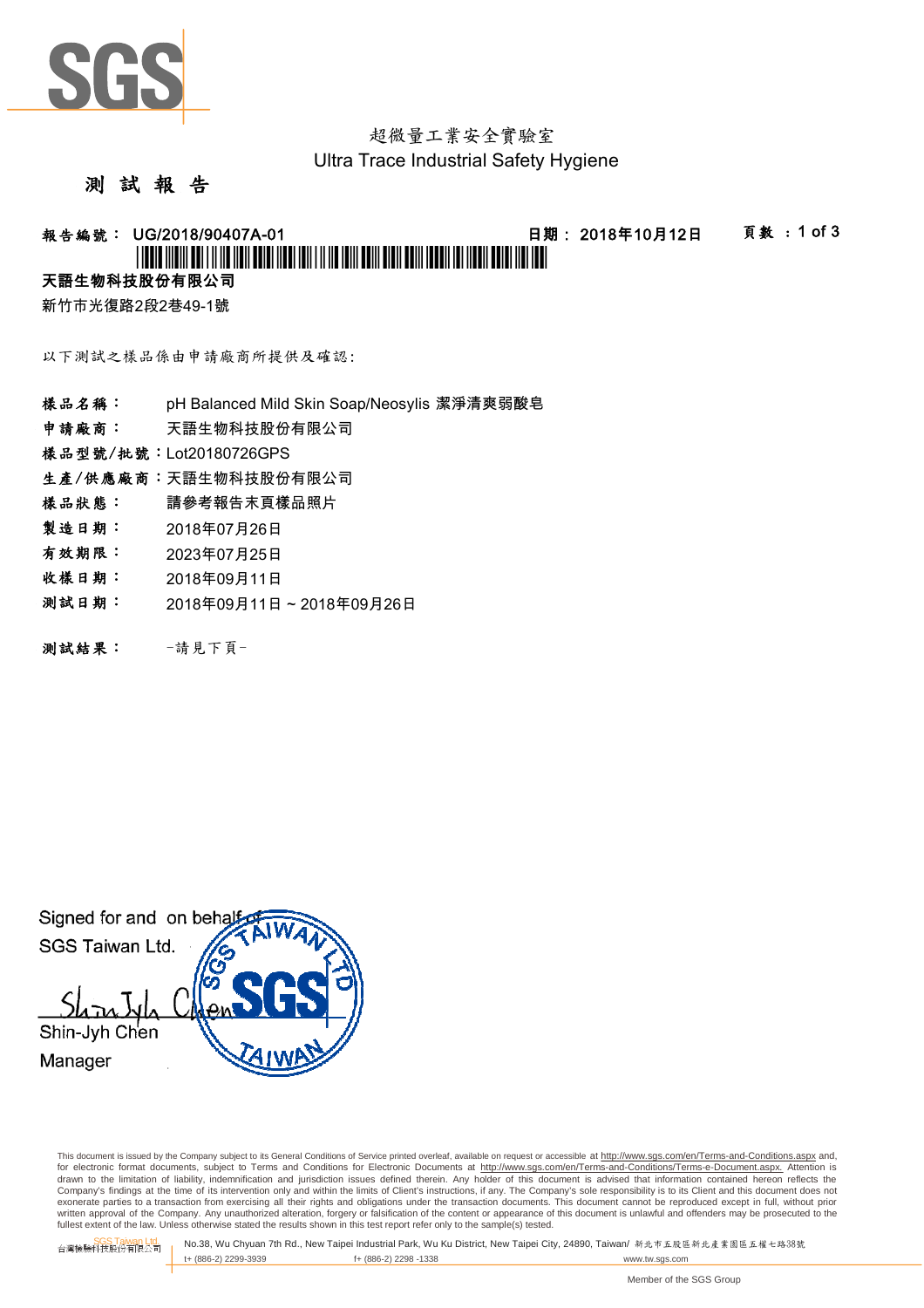超微量工業安全實驗室
Ultra Trace Industrial Safety Hygiene

# 測 試 報 告

**報告編號： UG/2018/90407A-01**　　**日期： 2018年10月12日**

**天語生物科技股份有限公司**

新竹市光復路2段2巷49-1號

以下測試之樣品係由申請廠商所提供及確認:

**樣品名稱：** pH Balanced Mild Skin Soap/Neosylis 潔淨清爽弱酸皂

**申請廠商：** 天語生物科技股份有限公司

**樣品型號/批號：** Lot20180726GPS

**生產/供應廠商：** 天語生物科技股份有限公司

**樣品狀態：** 請參考報告末頁樣品照片

**製造日期：** 2018年07月26日

**有效期限：** 2023年07月25日

**收樣日期：** 2018年09月11日

**測試日期：** 2018年09月11日 ~ 2018年09月26日

**測試結果：** -請見下頁-

Signed for and on behalf of
SGS Taiwan Ltd.

Shin-Jyh Chen
Manager

This document is issued by the Company subject to its General Conditions of Service printed overleaf, available on request or accessible at http://www.sgs.com/en/Terms-and-Conditions.aspx and, for electronic format documents, subject to Terms and Conditions for Electronic Documents at http://www.sgs.com/en/Terms-and-Conditions/Terms-e-Document.aspx. Attention is drawn to the limitation of liability, indemnification and jurisdiction issues defined therein. Any holder of this document is advised that information contained hereon reflects the Company's findings at the time of its intervention only and within the limits of Client's instructions, if any. The Company's sole responsibility is to its Client and this document does not exonerate parties to a transaction from exercising all their rights and obligations under the transaction documents. This document cannot be reproduced except in full, without prior written approval of the Company. Any unauthorized alteration, forgery or falsification of the content or appearance of this document is unlawful and offenders may be prosecuted to the fullest extent of the law. Unless otherwise stated the results shown in this test report refer only to the sample(s) tested.

SGS Taiwan Ltd. 台灣檢驗科技股份有限公司 | No.38, Wu Chyuan 7th Rd., New Taipei Industrial Park, Wu Ku District, New Taipei City, 24890, Taiwan/ 新北市五股區新北產業園區五權七路38號 | t+ (886-2) 2299-3939 | f+ (886-2) 2298 -1338 | www.tw.sgs.com

Member of the SGS Group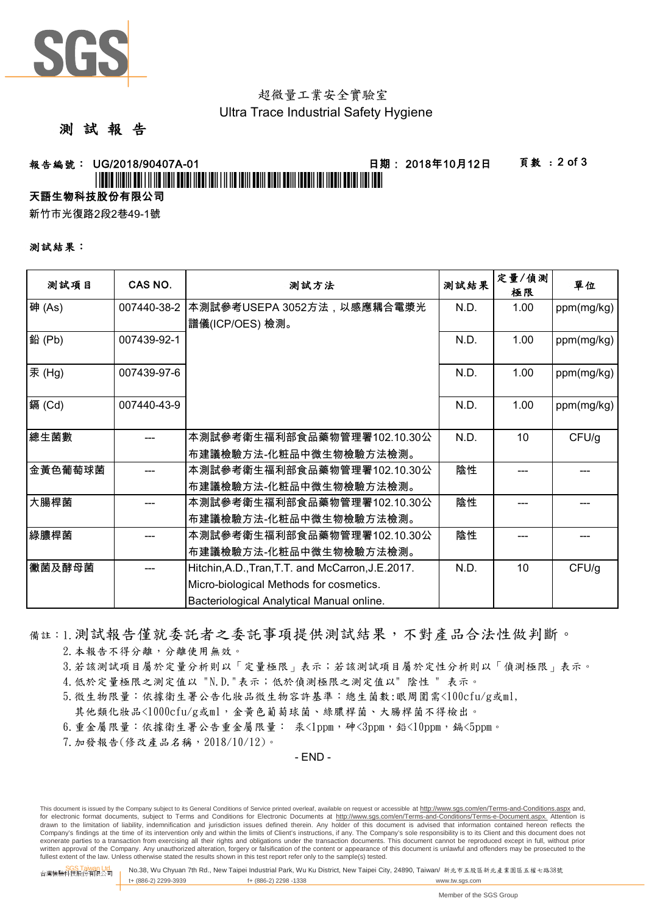超微量工業安全實驗室
Ultra Trace Industrial Safety Hygiene

# 測 試 報 告

**報告編號： UG/2018/90407A-01** **日期： 2018年10月12日**

**天語生物科技股份有限公司**

新竹市光復路2段2巷49-1號

**測試結果：**

| 測試項目 | CAS NO. | 測試方法 | 測試結果 | 定量/偵測極限 | 單位 |
|---|---|---|---|---|---|
| 砷 (As) | 007440-38-2 | 本測試參考USEPA 3052方法，以感應耦合電漿光譜儀(ICP/OES) 檢測。 | N.D. | 1.00 | ppm(mg/kg) |
| 鉛 (Pb) | 007439-92-1 | | N.D. | 1.00 | ppm(mg/kg) |
| 汞 (Hg) | 007439-97-6 | | N.D. | 1.00 | ppm(mg/kg) |
| 鎘 (Cd) | 007440-43-9 | | N.D. | 1.00 | ppm(mg/kg) |
| 總生菌數 | --- | 本測試參考衛生福利部食品藥物管理署102.10.30公布建議檢驗方法-化粧品中微生物檢驗方法檢測。 | N.D. | 10 | CFU/g |
| 金黃色葡萄球菌 | --- | 本測試參考衛生福利部食品藥物管理署102.10.30公布建議檢驗方法-化粧品中微生物檢驗方法檢測。 | 陰性 | --- | --- |
| 大腸桿菌 | --- | 本測試參考衛生福利部食品藥物管理署102.10.30公布建議檢驗方法-化粧品中微生物檢驗方法檢測。 | 陰性 | --- | --- |
| 綠膿桿菌 | --- | 本測試參考衛生福利部食品藥物管理署102.10.30公布建議檢驗方法-化粧品中微生物檢驗方法檢測。 | 陰性 | --- | --- |
| 黴菌及酵母菌 | --- | Hitchin,A.D.,Tran,T.T. and McCarron,J.E.2017. Micro-biological Methods for cosmetics. Bacteriological Analytical Manual online. | N.D. | 10 | CFU/g |

備註：1. 測試報告僅就委託者之委託事項提供測試結果，不對產品合法性做判斷。
2. 本報告不得分離，分離使用無效。
3. 若該測試項目屬於定量分析則以「定量極限」表示；若該測試項目屬於定性分析則以「偵測極限」表示。
4. 低於定量極限之測定值以 "N.D."表示；低於偵測極限之測定值以" 陰性 " 表示。
5. 微生物限量：依據衛生署公告化妝品微生物容許基準：總生菌數:眼周圍需<100cfu/g或ml，其他類化妝品<1000cfu/g或ml，金黃色葡萄球菌、綠膿桿菌、大腸桿菌不得檢出。
6. 重金屬限量：依據衛生署公告重金屬限量： 汞<1ppm，砷<3ppm，鉛<10ppm，鎘<5ppm。
7. 加發報告(修改產品名稱，2018/10/12)。

- END -

This document is issued by the Company subject to its General Conditions of Service printed overleaf, available on request or accessible at http://www.sgs.com/en/Terms-and-Conditions.aspx and, for electronic format documents, subject to Terms and Conditions for Electronic Documents at http://www.sgs.com/en/Terms-and-Conditions/Terms-e-Document.aspx. Attention is drawn to the limitation of liability, indemnification and jurisdiction issues defined therein. Any holder of this document is advised that information contained hereon reflects the Company's findings at the time of its intervention only and within the limits of Client's instructions, if any. The Company's sole responsibility is to its Client and this document does not exonerate parties to a transaction from exercising all their rights and obligations under the transaction documents. This document cannot be reproduced except in full, without prior written approval of the Company. Any unauthorized alteration, forgery or falsification of the content or appearance of this document is unlawful and offenders may be prosecuted to the fullest extent of the law. Unless otherwise stated the results shown in this test report refer only to the sample(s) tested.

SGS Taiwan Ltd. 台灣檢驗科技股份有限公司 | No.38, Wu Chyuan 7th Rd., New Taipei Industrial Park, Wu Ku District, New Taipei City, 24890, Taiwan/ 新北市五股區新北產業園區五權七路38號 | t+ (886-2) 2299-3939 f+ (886-2) 2298 -1338 www.tw.sgs.com

Member of the SGS Group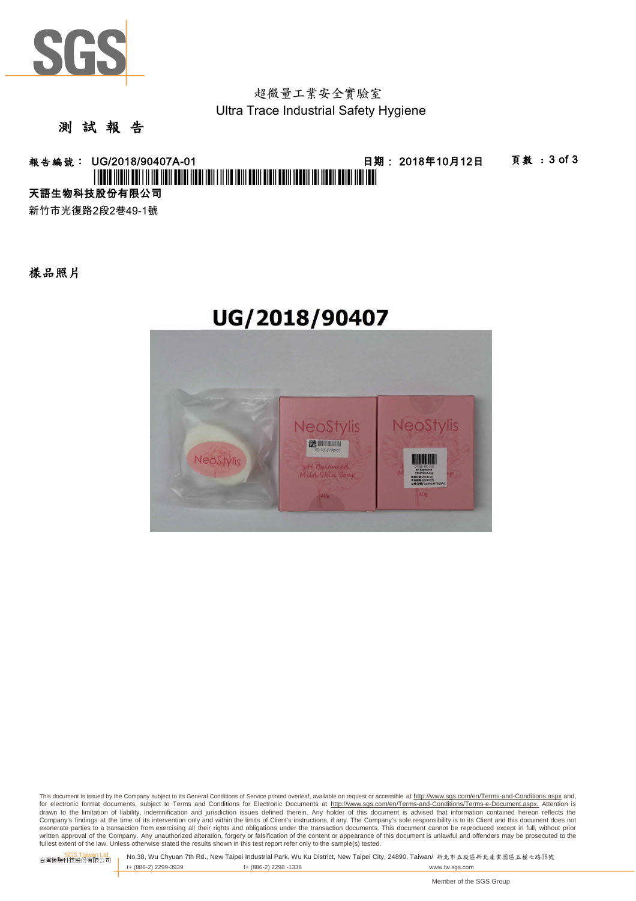超微量工業安全實驗室

Ultra Trace Industrial Safety Hygiene

# 測 試 報 告

**報告編號：** UG/2018/90407A-01 **日期：** 2018年10月12日

**天語生物科技股份有限公司**

新竹市光復路2段2巷49-1號

## 樣品照片

UG/2018/90407

This document is issued by the Company subject to its General Conditions of Service printed overleaf, available on request or accessible at http://www.sgs.com/en/Terms-and-Conditions.aspx and, for electronic format documents, subject to Terms and Conditions for Electronic Documents at http://www.sgs.com/en/Terms-and-Conditions/Terms-e-Document.aspx. Attention is drawn to the limitation of liability, indemnification and jurisdiction issues defined therein. Any holder of this document is advised that information contained hereon reflects the Company's findings at the time of its intervention only and within the limits of Client's instructions, if any. The Company's sole responsibility is to its Client and this document does not exonerate parties to a transaction from exercising all their rights and obligations under the transaction documents. This document cannot be reproduced except in full, without prior written approval of the Company. Any unauthorized alteration, forgery or falsification of the content or appearance of this document is unlawful and offenders may be prosecuted to the fullest extent of the law. Unless otherwise stated the results shown in this test report refer only to the sample(s) tested.

SGS Taiwan Ltd. 台灣檢驗科技股份有限公司 No.38, Wu Chyuan 7th Rd., New Taipei Industrial Park, Wu Ku District, New Taipei City, 24890, Taiwan/ 新北市五股區新北產業園區五權七路38號 t+ (886-2) 2299-3939 f+ (886-2) 2298 -1338 www.tw.sgs.com

Member of the SGS Group